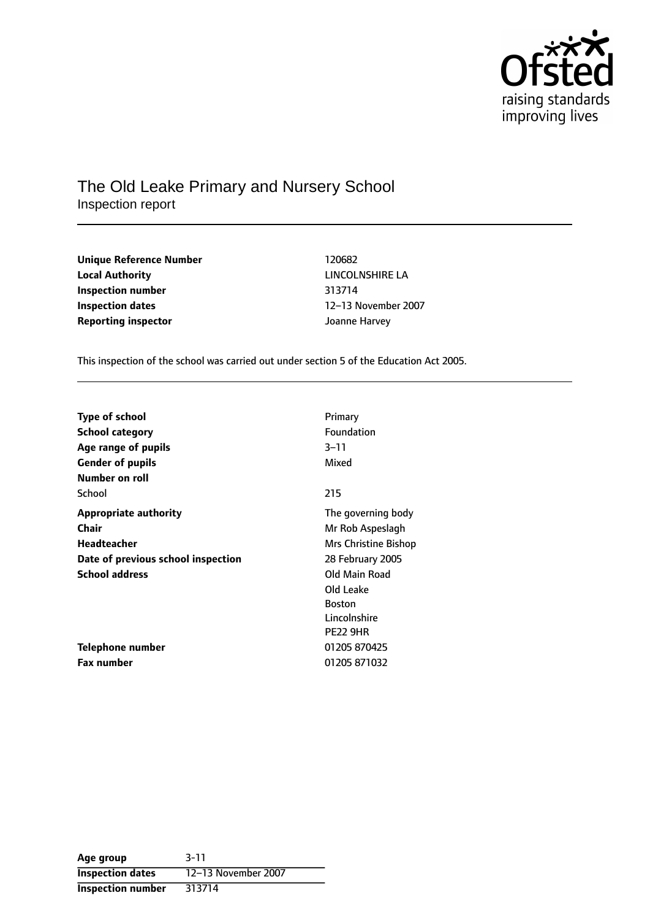Ofsted
raising standards
improving lives

# The Old Leake Primary and Nursery School

Inspection report

| | |
|---|---|
| **Unique Reference Number** | 120682 |
| **Local Authority** | LINCOLNSHIRE LA |
| **Inspection number** | 313714 |
| **Inspection dates** | 12–13 November 2007 |
| **Reporting inspector** | Joanne Harvey |

This inspection of the school was carried out under section 5 of the Education Act 2005.

| | |
|---|---|
| **Type of school** | Primary |
| **School category** | Foundation |
| **Age range of pupils** | 3–11 |
| **Gender of pupils** | Mixed |
| **Number on roll** | |
| School | 215 |
| **Appropriate authority** | The governing body |
| **Chair** | Mr Rob Aspeslagh |
| **Headteacher** | Mrs Christine Bishop |
| **Date of previous school inspection** | 28 February 2005 |
| **School address** | Old Main Road<br>Old Leake<br>Boston<br>Lincolnshire<br>PE22 9HR |
| **Telephone number** | 01205 870425 |
| **Fax number** | 01205 871032 |

| | |
|---|---|
| **Age group** | 3-11 |
| **Inspection dates** | 12–13 November 2007 |
| **Inspection number** | 313714 |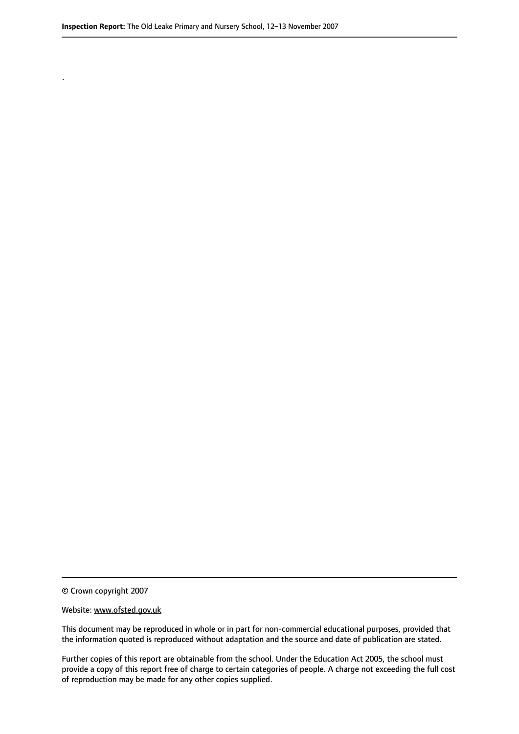.

© Crown copyright 2007

Website: www.ofsted.gov.uk

This document may be reproduced in whole or in part for non-commercial educational purposes, provided that the information quoted is reproduced without adaptation and the source and date of publication are stated.

Further copies of this report are obtainable from the school. Under the Education Act 2005, the school must provide a copy of this report free of charge to certain categories of people. A charge not exceeding the full cost of reproduction may be made for any other copies supplied.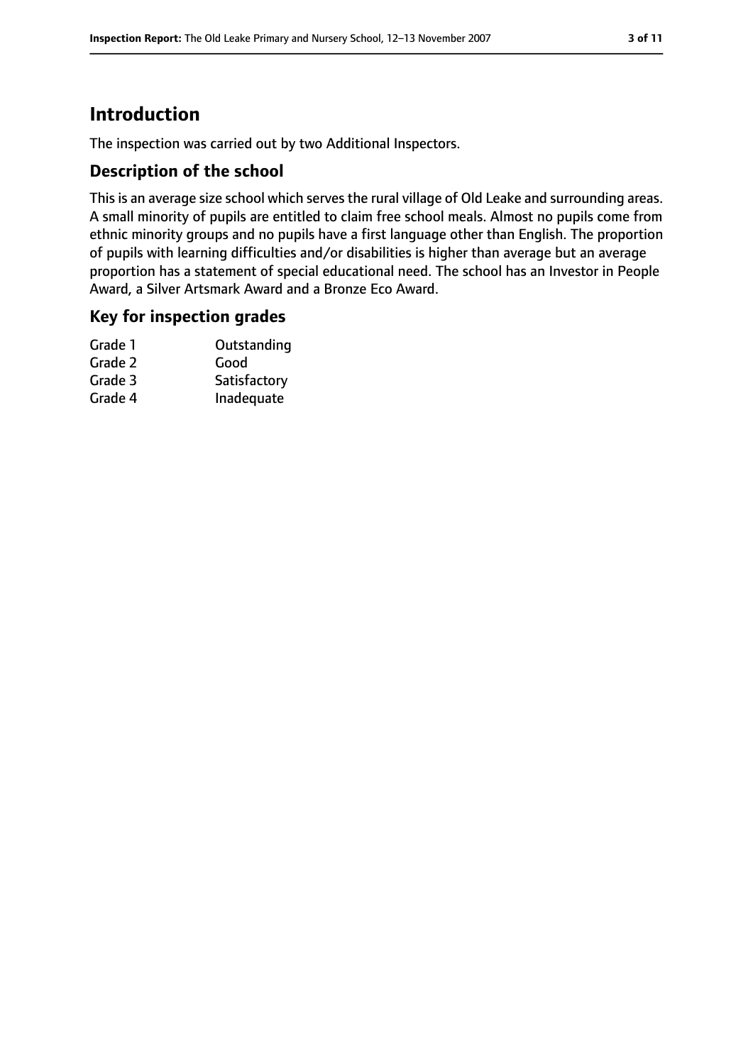# Introduction

The inspection was carried out by two Additional Inspectors.

## Description of the school

This is an average size school which serves the rural village of Old Leake and surrounding areas. A small minority of pupils are entitled to claim free school meals. Almost no pupils come from ethnic minority groups and no pupils have a first language other than English. The proportion of pupils with learning difficulties and/or disabilities is higher than average but an average proportion has a statement of special educational need. The school has an Investor in People Award, a Silver Artsmark Award and a Bronze Eco Award.

## Key for inspection grades

| | |
|---|---|
| Grade 1 | Outstanding |
| Grade 2 | Good |
| Grade 3 | Satisfactory |
| Grade 4 | Inadequate |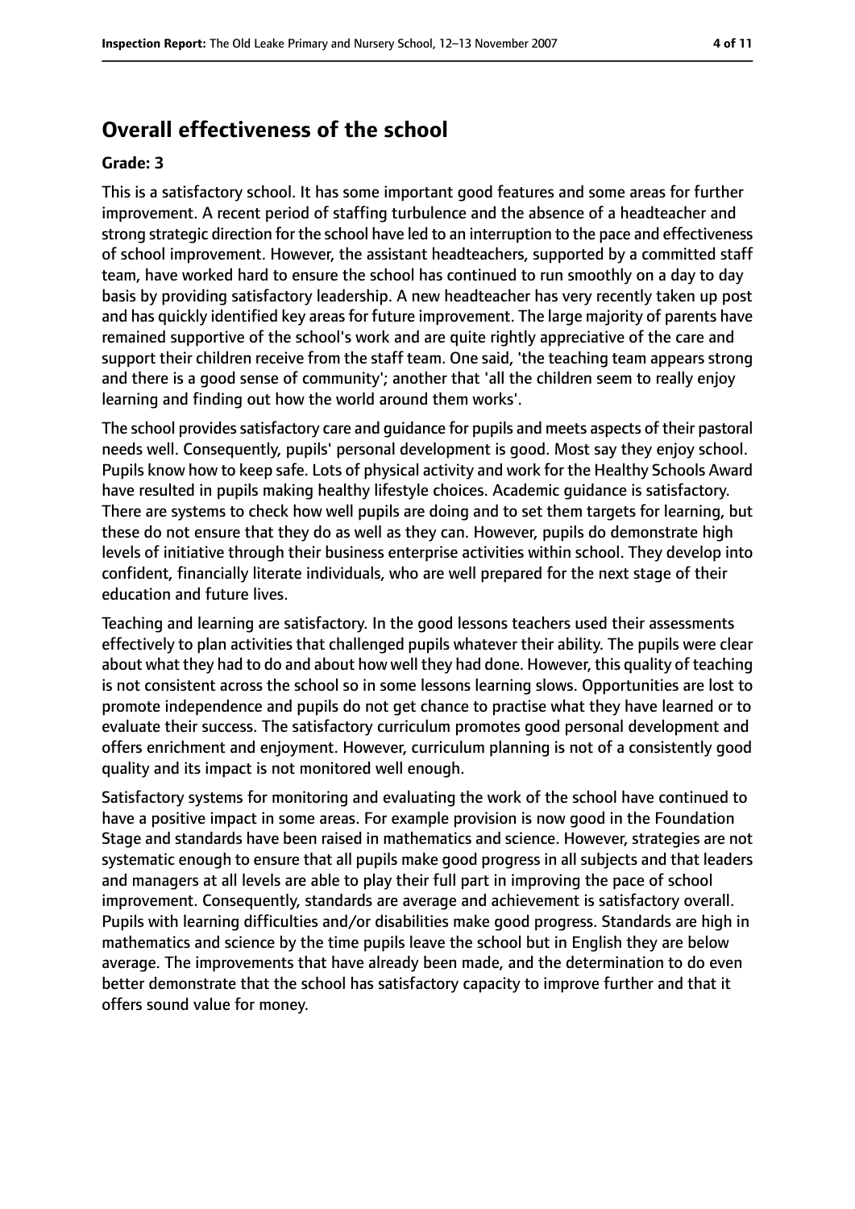## Overall effectiveness of the school

**Grade: 3**

This is a satisfactory school. It has some important good features and some areas for further improvement. A recent period of staffing turbulence and the absence of a headteacher and strong strategic direction for the school have led to an interruption to the pace and effectiveness of school improvement. However, the assistant headteachers, supported by a committed staff team, have worked hard to ensure the school has continued to run smoothly on a day to day basis by providing satisfactory leadership. A new headteacher has very recently taken up post and has quickly identified key areas for future improvement. The large majority of parents have remained supportive of the school's work and are quite rightly appreciative of the care and support their children receive from the staff team. One said, 'the teaching team appears strong and there is a good sense of community'; another that 'all the children seem to really enjoy learning and finding out how the world around them works'.

The school provides satisfactory care and guidance for pupils and meets aspects of their pastoral needs well. Consequently, pupils' personal development is good. Most say they enjoy school. Pupils know how to keep safe. Lots of physical activity and work for the Healthy Schools Award have resulted in pupils making healthy lifestyle choices. Academic guidance is satisfactory. There are systems to check how well pupils are doing and to set them targets for learning, but these do not ensure that they do as well as they can. However, pupils do demonstrate high levels of initiative through their business enterprise activities within school. They develop into confident, financially literate individuals, who are well prepared for the next stage of their education and future lives.

Teaching and learning are satisfactory. In the good lessons teachers used their assessments effectively to plan activities that challenged pupils whatever their ability. The pupils were clear about what they had to do and about how well they had done. However, this quality of teaching is not consistent across the school so in some lessons learning slows. Opportunities are lost to promote independence and pupils do not get chance to practise what they have learned or to evaluate their success. The satisfactory curriculum promotes good personal development and offers enrichment and enjoyment. However, curriculum planning is not of a consistently good quality and its impact is not monitored well enough.

Satisfactory systems for monitoring and evaluating the work of the school have continued to have a positive impact in some areas. For example provision is now good in the Foundation Stage and standards have been raised in mathematics and science. However, strategies are not systematic enough to ensure that all pupils make good progress in all subjects and that leaders and managers at all levels are able to play their full part in improving the pace of school improvement. Consequently, standards are average and achievement is satisfactory overall. Pupils with learning difficulties and/or disabilities make good progress. Standards are high in mathematics and science by the time pupils leave the school but in English they are below average. The improvements that have already been made, and the determination to do even better demonstrate that the school has satisfactory capacity to improve further and that it offers sound value for money.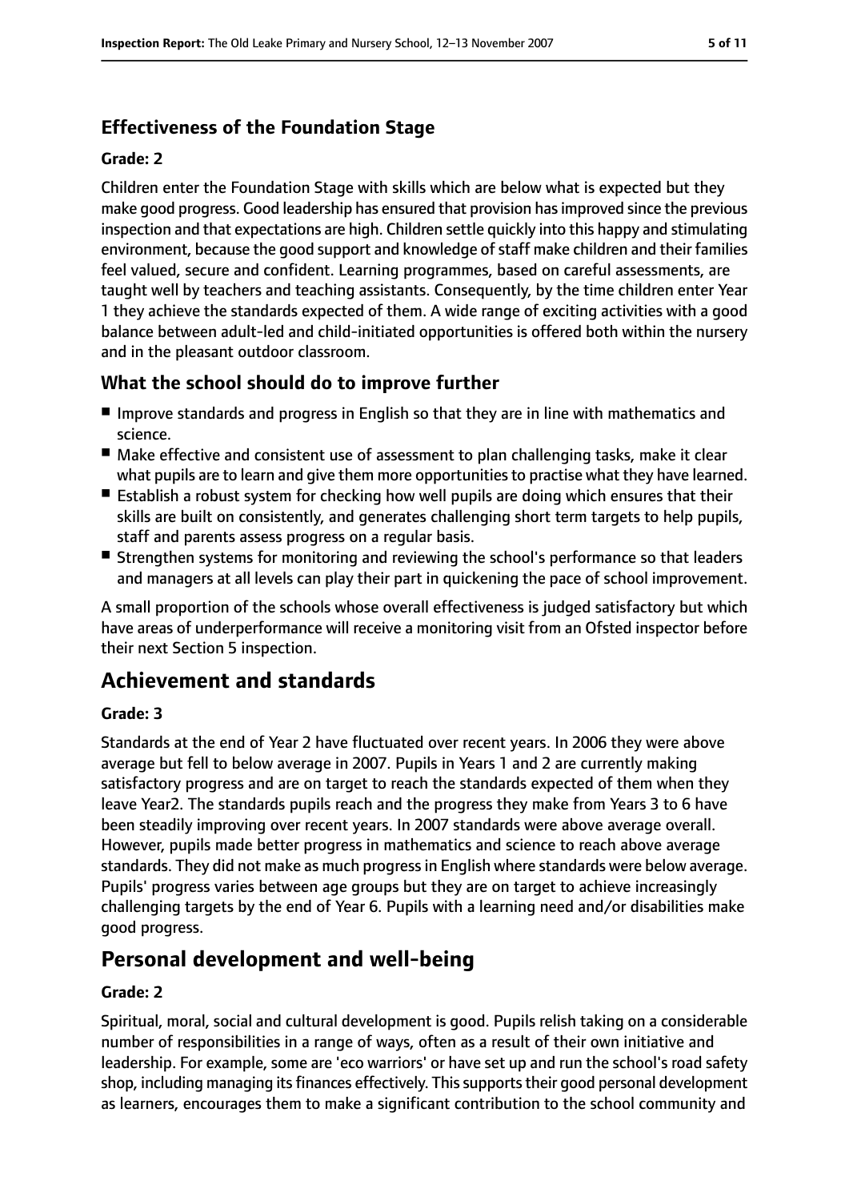### Effectiveness of the Foundation Stage

#### Grade: 2

Children enter the Foundation Stage with skills which are below what is expected but they make good progress. Good leadership has ensured that provision has improved since the previous inspection and that expectations are high. Children settle quickly into this happy and stimulating environment, because the good support and knowledge of staff make children and their families feel valued, secure and confident. Learning programmes, based on careful assessments, are taught well by teachers and teaching assistants. Consequently, by the time children enter Year 1 they achieve the standards expected of them. A wide range of exciting activities with a good balance between adult-led and child-initiated opportunities is offered both within the nursery and in the pleasant outdoor classroom.

### What the school should do to improve further

- Improve standards and progress in English so that they are in line with mathematics and science.
- Make effective and consistent use of assessment to plan challenging tasks, make it clear what pupils are to learn and give them more opportunities to practise what they have learned.
- Establish a robust system for checking how well pupils are doing which ensures that their skills are built on consistently, and generates challenging short term targets to help pupils, staff and parents assess progress on a regular basis.
- Strengthen systems for monitoring and reviewing the school's performance so that leaders and managers at all levels can play their part in quickening the pace of school improvement.

A small proportion of the schools whose overall effectiveness is judged satisfactory but which have areas of underperformance will receive a monitoring visit from an Ofsted inspector before their next Section 5 inspection.

## Achievement and standards

#### Grade: 3

Standards at the end of Year 2 have fluctuated over recent years. In 2006 they were above average but fell to below average in 2007. Pupils in Years 1 and 2 are currently making satisfactory progress and are on target to reach the standards expected of them when they leave Year2. The standards pupils reach and the progress they make from Years 3 to 6 have been steadily improving over recent years. In 2007 standards were above average overall. However, pupils made better progress in mathematics and science to reach above average standards. They did not make as much progress in English where standards were below average. Pupils' progress varies between age groups but they are on target to achieve increasingly challenging targets by the end of Year 6. Pupils with a learning need and/or disabilities make good progress.

## Personal development and well-being

#### Grade: 2

Spiritual, moral, social and cultural development is good. Pupils relish taking on a considerable number of responsibilities in a range of ways, often as a result of their own initiative and leadership. For example, some are 'eco warriors' or have set up and run the school's road safety shop, including managing its finances effectively. This supports their good personal development as learners, encourages them to make a significant contribution to the school community and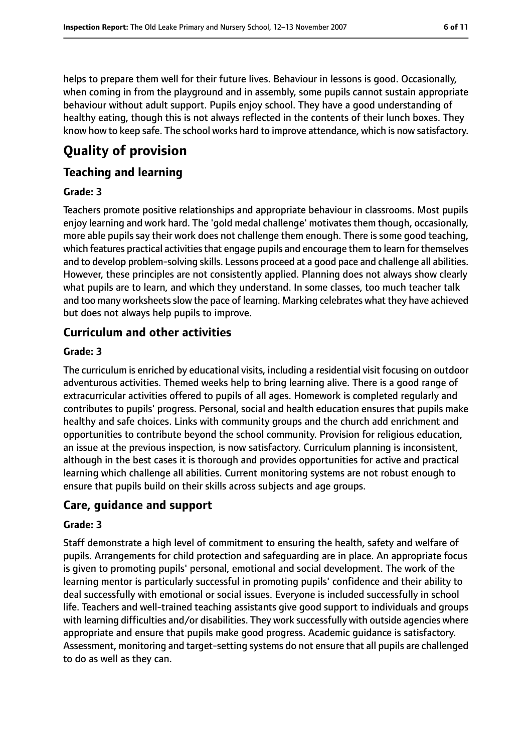helps to prepare them well for their future lives. Behaviour in lessons is good. Occasionally, when coming in from the playground and in assembly, some pupils cannot sustain appropriate behaviour without adult support. Pupils enjoy school. They have a good understanding of healthy eating, though this is not always reflected in the contents of their lunch boxes. They know how to keep safe. The school works hard to improve attendance, which is now satisfactory.

# Quality of provision

## Teaching and learning

**Grade: 3**

Teachers promote positive relationships and appropriate behaviour in classrooms. Most pupils enjoy learning and work hard. The 'gold medal challenge' motivates them though, occasionally, more able pupils say their work does not challenge them enough. There is some good teaching, which features practical activities that engage pupils and encourage them to learn for themselves and to develop problem-solving skills. Lessons proceed at a good pace and challenge all abilities. However, these principles are not consistently applied. Planning does not always show clearly what pupils are to learn, and which they understand. In some classes, too much teacher talk and too many worksheets slow the pace of learning. Marking celebrates what they have achieved but does not always help pupils to improve.

## Curriculum and other activities

**Grade: 3**

The curriculum is enriched by educational visits, including a residential visit focusing on outdoor adventurous activities. Themed weeks help to bring learning alive. There is a good range of extracurricular activities offered to pupils of all ages. Homework is completed regularly and contributes to pupils' progress. Personal, social and health education ensures that pupils make healthy and safe choices. Links with community groups and the church add enrichment and opportunities to contribute beyond the school community. Provision for religious education, an issue at the previous inspection, is now satisfactory. Curriculum planning is inconsistent, although in the best cases it is thorough and provides opportunities for active and practical learning which challenge all abilities. Current monitoring systems are not robust enough to ensure that pupils build on their skills across subjects and age groups.

## Care, guidance and support

**Grade: 3**

Staff demonstrate a high level of commitment to ensuring the health, safety and welfare of pupils. Arrangements for child protection and safeguarding are in place. An appropriate focus is given to promoting pupils' personal, emotional and social development. The work of the learning mentor is particularly successful in promoting pupils' confidence and their ability to deal successfully with emotional or social issues. Everyone is included successfully in school life. Teachers and well-trained teaching assistants give good support to individuals and groups with learning difficulties and/or disabilities. They work successfully with outside agencies where appropriate and ensure that pupils make good progress. Academic guidance is satisfactory. Assessment, monitoring and target-setting systems do not ensure that all pupils are challenged to do as well as they can.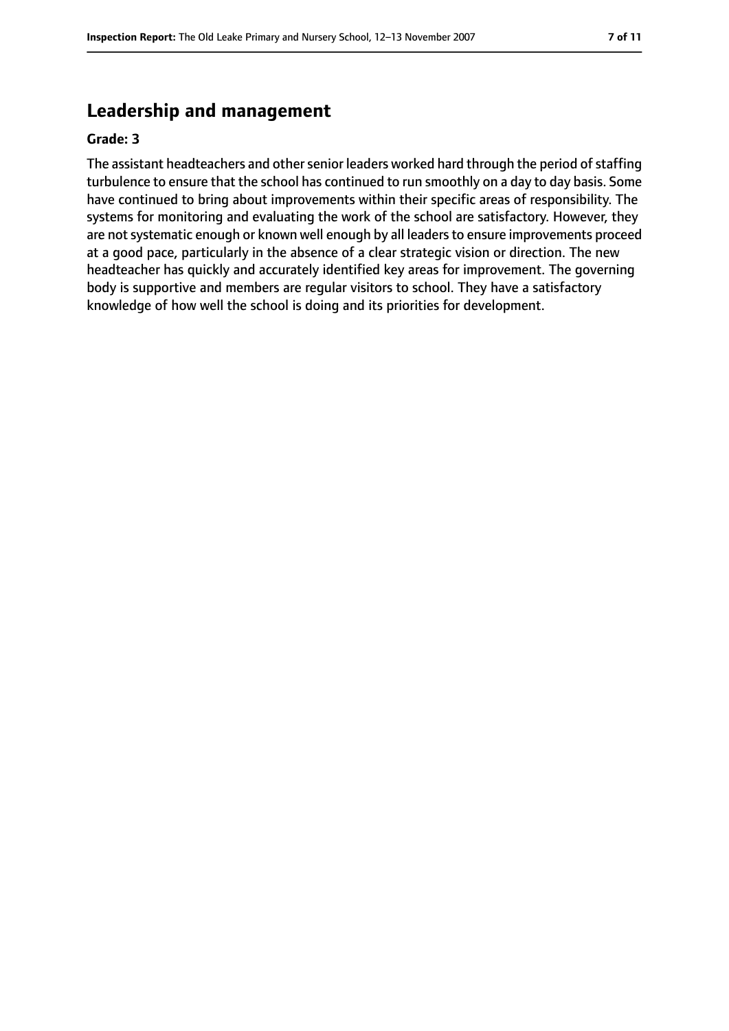## Leadership and management

**Grade: 3**

The assistant headteachers and other senior leaders worked hard through the period of staffing turbulence to ensure that the school has continued to run smoothly on a day to day basis. Some have continued to bring about improvements within their specific areas of responsibility. The systems for monitoring and evaluating the work of the school are satisfactory. However, they are not systematic enough or known well enough by all leaders to ensure improvements proceed at a good pace, particularly in the absence of a clear strategic vision or direction. The new headteacher has quickly and accurately identified key areas for improvement. The governing body is supportive and members are regular visitors to school. They have a satisfactory knowledge of how well the school is doing and its priorities for development.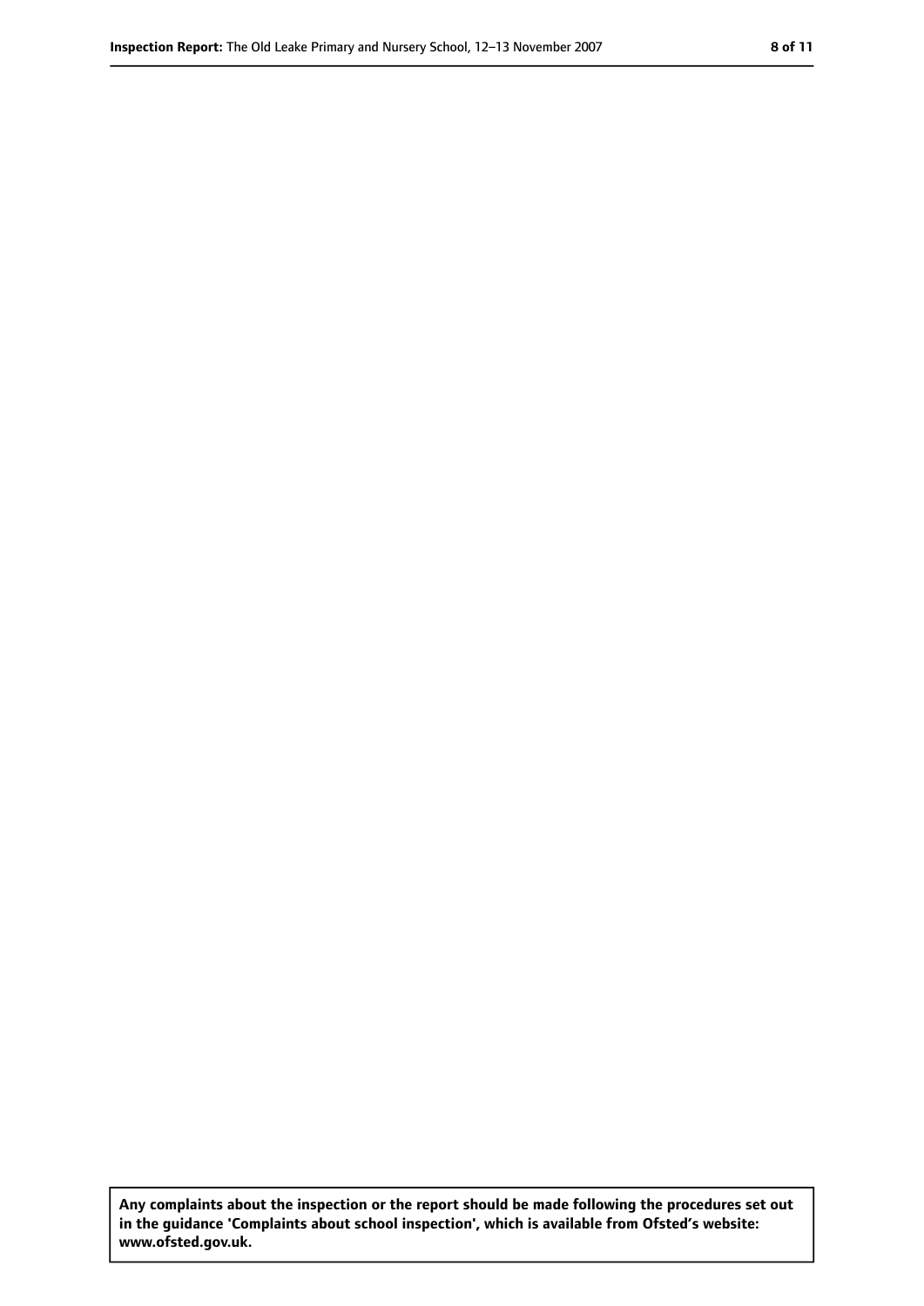**Any complaints about the inspection or the report should be made following the procedures set out in the guidance 'Complaints about school inspection', which is available from Ofsted's website: www.ofsted.gov.uk.**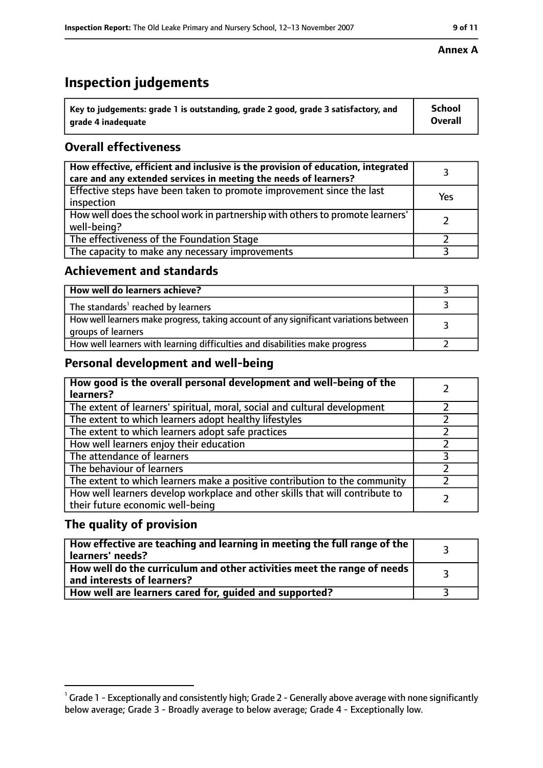**Annex A**

# Inspection judgements

| Key to judgements: grade 1 is outstanding, grade 2 good, grade 3 satisfactory, and grade 4 inadequate | School Overall |
|---|---|

## Overall effectiveness

| | |
|---|---|
| How effective, efficient and inclusive is the provision of education, integrated care and any extended services in meeting the needs of learners? | 3 |
| Effective steps have been taken to promote improvement since the last inspection | Yes |
| How well does the school work in partnership with others to promote learners' well-being? | 2 |
| The effectiveness of the Foundation Stage | 2 |
| The capacity to make any necessary improvements | 3 |

## Achievement and standards

| | |
|---|---|
| How well do learners achieve? | 3 |
| The standards[1] reached by learners | 3 |
| How well learners make progress, taking account of any significant variations between groups of learners | 3 |
| How well learners with learning difficulties and disabilities make progress | 2 |

## Personal development and well-being

| | |
|---|---|
| How good is the overall personal development and well-being of the learners? | 2 |
| The extent of learners' spiritual, moral, social and cultural development | 2 |
| The extent to which learners adopt healthy lifestyles | 2 |
| The extent to which learners adopt safe practices | 2 |
| How well learners enjoy their education | 2 |
| The attendance of learners | 3 |
| The behaviour of learners | 2 |
| The extent to which learners make a positive contribution to the community | 2 |
| How well learners develop workplace and other skills that will contribute to their future economic well-being | 2 |

## The quality of provision

| | |
|---|---|
| How effective are teaching and learning in meeting the full range of the learners' needs? | 3 |
| How well do the curriculum and other activities meet the range of needs and interests of learners? | 3 |
| How well are learners cared for, guided and supported? | 3 |

[1] Grade 1 - Exceptionally and consistently high; Grade 2 - Generally above average with none significantly below average; Grade 3 - Broadly average to below average; Grade 4 - Exceptionally low.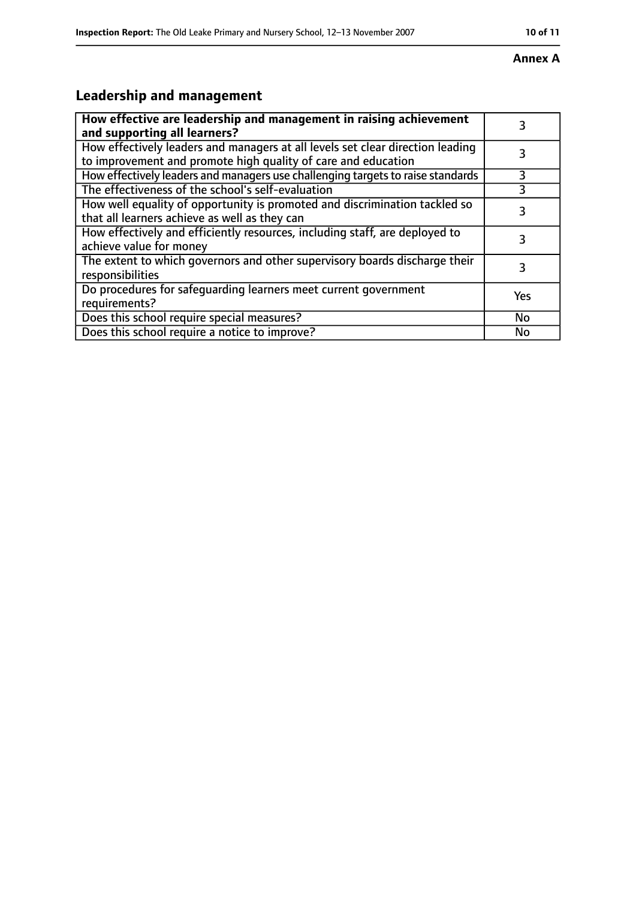**Annex A**

## Leadership and management

| How effective are leadership and management in raising achievement and supporting all learners? | 3 |
|---|---|
| How effectively leaders and managers at all levels set clear direction leading to improvement and promote high quality of care and education | 3 |
| How effectively leaders and managers use challenging targets to raise standards | 3 |
| The effectiveness of the school's self-evaluation | 3 |
| How well equality of opportunity is promoted and discrimination tackled so that all learners achieve as well as they can | 3 |
| How effectively and efficiently resources, including staff, are deployed to achieve value for money | 3 |
| The extent to which governors and other supervisory boards discharge their responsibilities | 3 |
| Do procedures for safeguarding learners meet current government requirements? | Yes |
| Does this school require special measures? | No |
| Does this school require a notice to improve? | No |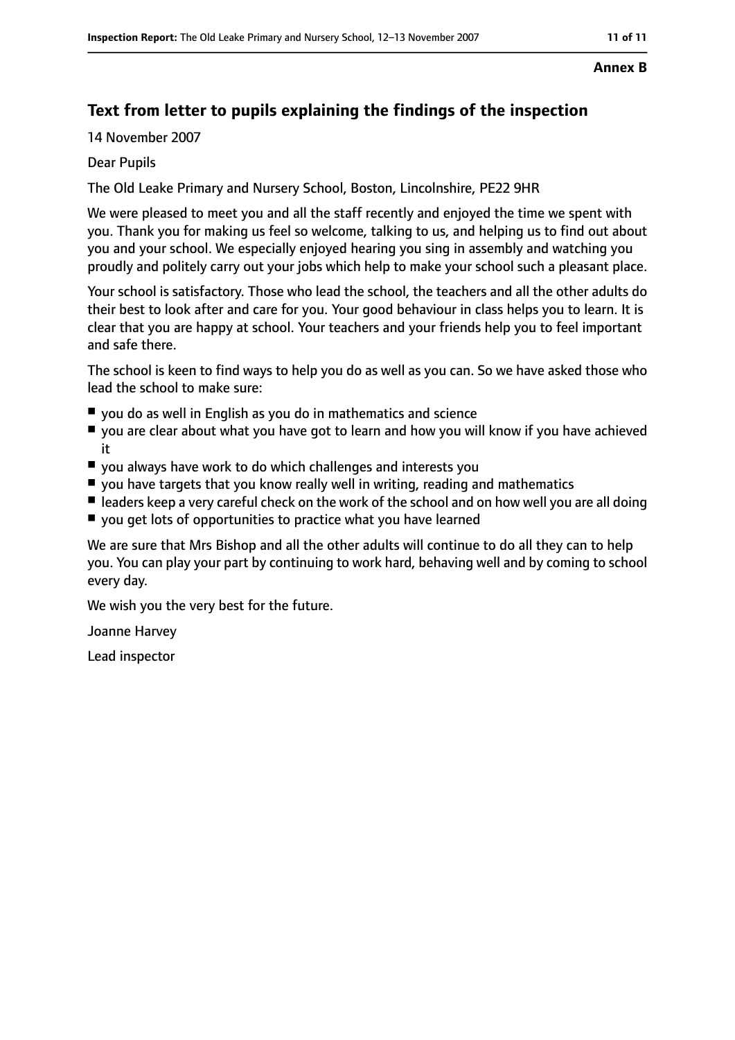**Annex B**

## Text from letter to pupils explaining the findings of the inspection

14 November 2007

Dear Pupils

The Old Leake Primary and Nursery School, Boston, Lincolnshire, PE22 9HR

We were pleased to meet you and all the staff recently and enjoyed the time we spent with you. Thank you for making us feel so welcome, talking to us, and helping us to find out about you and your school. We especially enjoyed hearing you sing in assembly and watching you proudly and politely carry out your jobs which help to make your school such a pleasant place.

Your school is satisfactory. Those who lead the school, the teachers and all the other adults do their best to look after and care for you. Your good behaviour in class helps you to learn. It is clear that you are happy at school. Your teachers and your friends help you to feel important and safe there.

The school is keen to find ways to help you do as well as you can. So we have asked those who lead the school to make sure:

- you do as well in English as you do in mathematics and science
- you are clear about what you have got to learn and how you will know if you have achieved it
- you always have work to do which challenges and interests you
- you have targets that you know really well in writing, reading and mathematics
- leaders keep a very careful check on the work of the school and on how well you are all doing
- you get lots of opportunities to practice what you have learned

We are sure that Mrs Bishop and all the other adults will continue to do all they can to help you. You can play your part by continuing to work hard, behaving well and by coming to school every day.

We wish you the very best for the future.

Joanne Harvey

Lead inspector